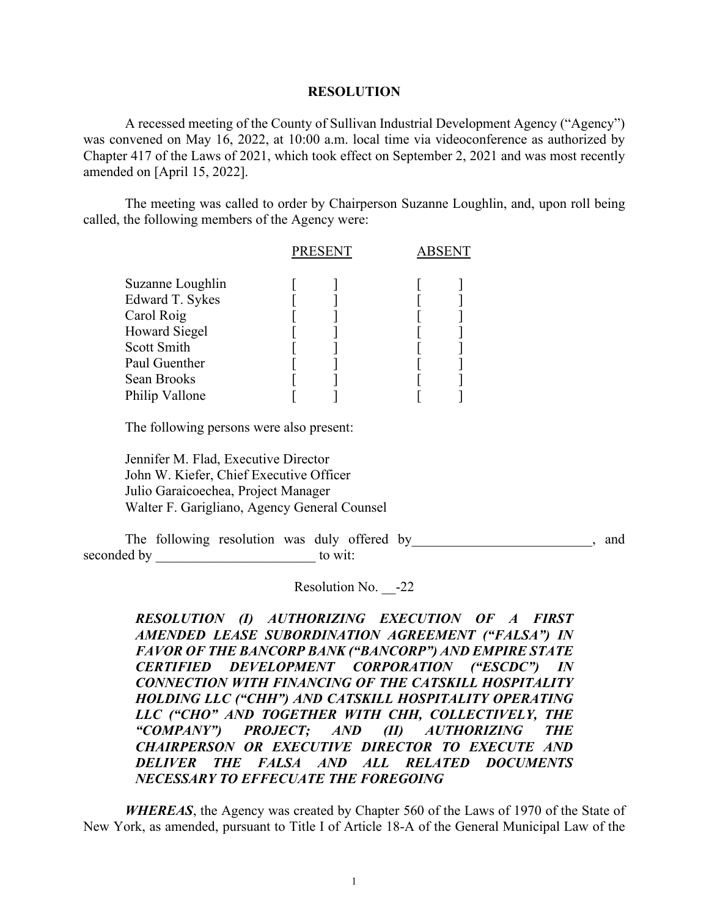# RESOLUTION

A recessed meeting of the County of Sullivan Industrial Development Agency ("Agency") was convened on May 16, 2022, at 10:00 a.m. local time via videoconference as authorized by Chapter 417 of the Laws of 2021, which took effect on September 2, 2021 and was most recently amended on [April 15, 2022].

The meeting was called to order by Chairperson Suzanne Loughlin, and, upon roll being called, the following members of the Agency were:

| | PRESENT | ABSENT |
|---|---|---|
| Suzanne Loughlin | [ ] | [ ] |
| Edward T. Sykes | [ ] | [ ] |
| Carol Roig | [ ] | [ ] |
| Howard Siegel | [ ] | [ ] |
| Scott Smith | [ ] | [ ] |
| Paul Guenther | [ ] | [ ] |
| Sean Brooks | [ ] | [ ] |
| Philip Vallone | [ ] | [ ] |

The following persons were also present:

Jennifer M. Flad, Executive Director
John W. Kiefer, Chief Executive Officer
Julio Garaicoechea, Project Manager
Walter F. Garigliano, Agency General Counsel

The following resolution was duly offered by__________________________, and seconded by ________________________ to wit:

Resolution No. __-22

***RESOLUTION (I) AUTHORIZING EXECUTION OF A FIRST AMENDED LEASE SUBORDINATION AGREEMENT ("FALSA") IN FAVOR OF THE BANCORP BANK ("BANCORP") AND EMPIRE STATE CERTIFIED DEVELOPMENT CORPORATION ("ESCDC") IN CONNECTION WITH FINANCING OF THE CATSKILL HOSPITALITY HOLDING LLC ("CHH") AND CATSKILL HOSPITALITY OPERATING LLC ("CHO" AND TOGETHER WITH CHH, COLLECTIVELY, THE "COMPANY") PROJECT; AND (II) AUTHORIZING THE CHAIRPERSON OR EXECUTIVE DIRECTOR TO EXECUTE AND DELIVER THE FALSA AND ALL RELATED DOCUMENTS NECESSARY TO EFFECUATE THE FOREGOING***

***WHEREAS***, the Agency was created by Chapter 560 of the Laws of 1970 of the State of New York, as amended, pursuant to Title I of Article 18-A of the General Municipal Law of the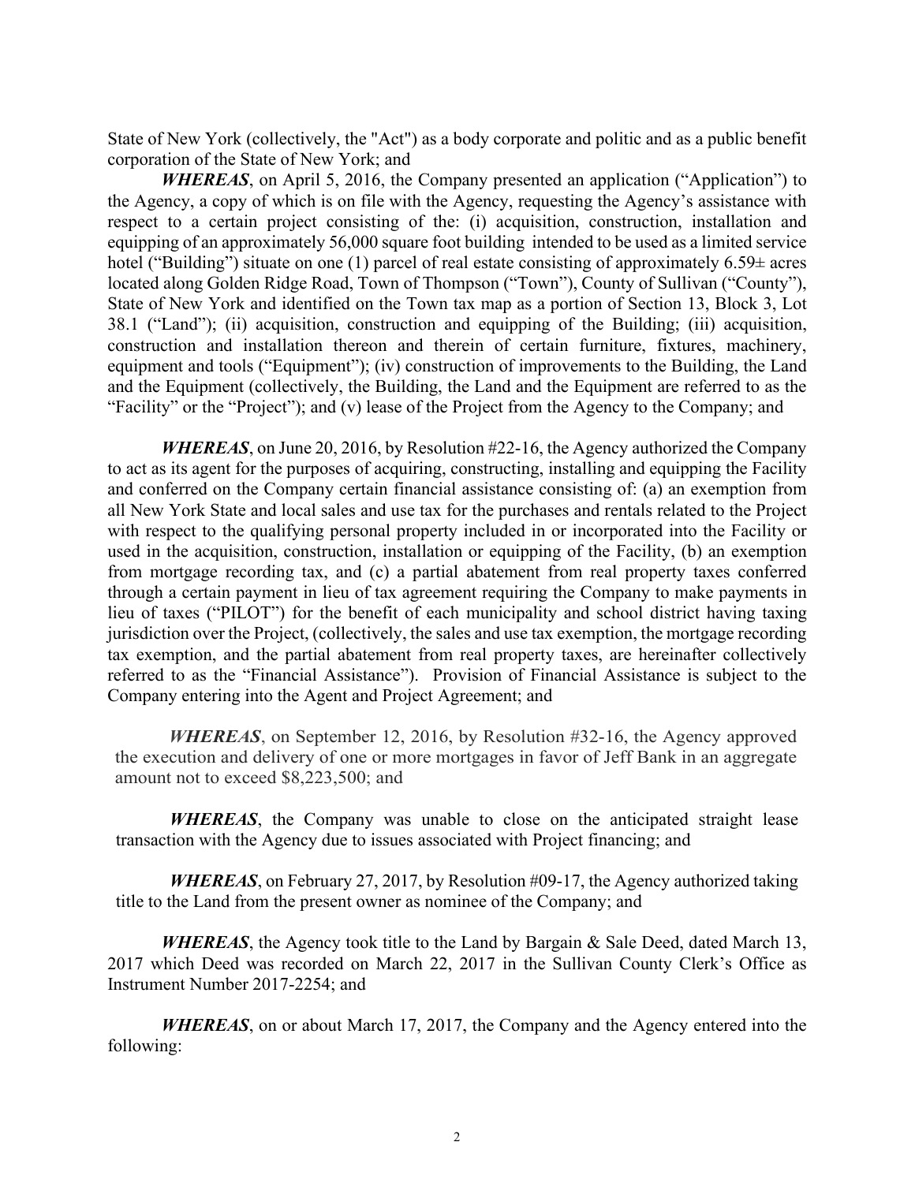State of New York (collectively, the "Act") as a body corporate and politic and as a public benefit corporation of the State of New York; and

***WHEREAS***, on April 5, 2016, the Company presented an application ("Application") to the Agency, a copy of which is on file with the Agency, requesting the Agency's assistance with respect to a certain project consisting of the: (i) acquisition, construction, installation and equipping of an approximately 56,000 square foot building intended to be used as a limited service hotel ("Building") situate on one (1) parcel of real estate consisting of approximately 6.59± acres located along Golden Ridge Road, Town of Thompson ("Town"), County of Sullivan ("County"), State of New York and identified on the Town tax map as a portion of Section 13, Block 3, Lot 38.1 ("Land"); (ii) acquisition, construction and equipping of the Building; (iii) acquisition, construction and installation thereon and therein of certain furniture, fixtures, machinery, equipment and tools ("Equipment"); (iv) construction of improvements to the Building, the Land and the Equipment (collectively, the Building, the Land and the Equipment are referred to as the "Facility" or the "Project"); and (v) lease of the Project from the Agency to the Company; and

***WHEREAS***, on June 20, 2016, by Resolution #22-16, the Agency authorized the Company to act as its agent for the purposes of acquiring, constructing, installing and equipping the Facility and conferred on the Company certain financial assistance consisting of: (a) an exemption from all New York State and local sales and use tax for the purchases and rentals related to the Project with respect to the qualifying personal property included in or incorporated into the Facility or used in the acquisition, construction, installation or equipping of the Facility, (b) an exemption from mortgage recording tax, and (c) a partial abatement from real property taxes conferred through a certain payment in lieu of tax agreement requiring the Company to make payments in lieu of taxes ("PILOT") for the benefit of each municipality and school district having taxing jurisdiction over the Project, (collectively, the sales and use tax exemption, the mortgage recording tax exemption, and the partial abatement from real property taxes, are hereinafter collectively referred to as the "Financial Assistance"). Provision of Financial Assistance is subject to the Company entering into the Agent and Project Agreement; and

***WHEREAS***, on September 12, 2016, by Resolution #32-16, the Agency approved the execution and delivery of one or more mortgages in favor of Jeff Bank in an aggregate amount not to exceed $8,223,500; and

***WHEREAS***, the Company was unable to close on the anticipated straight lease transaction with the Agency due to issues associated with Project financing; and

***WHEREAS***, on February 27, 2017, by Resolution #09-17, the Agency authorized taking title to the Land from the present owner as nominee of the Company; and

***WHEREAS***, the Agency took title to the Land by Bargain & Sale Deed, dated March 13, 2017 which Deed was recorded on March 22, 2017 in the Sullivan County Clerk's Office as Instrument Number 2017-2254; and

***WHEREAS***, on or about March 17, 2017, the Company and the Agency entered into the following: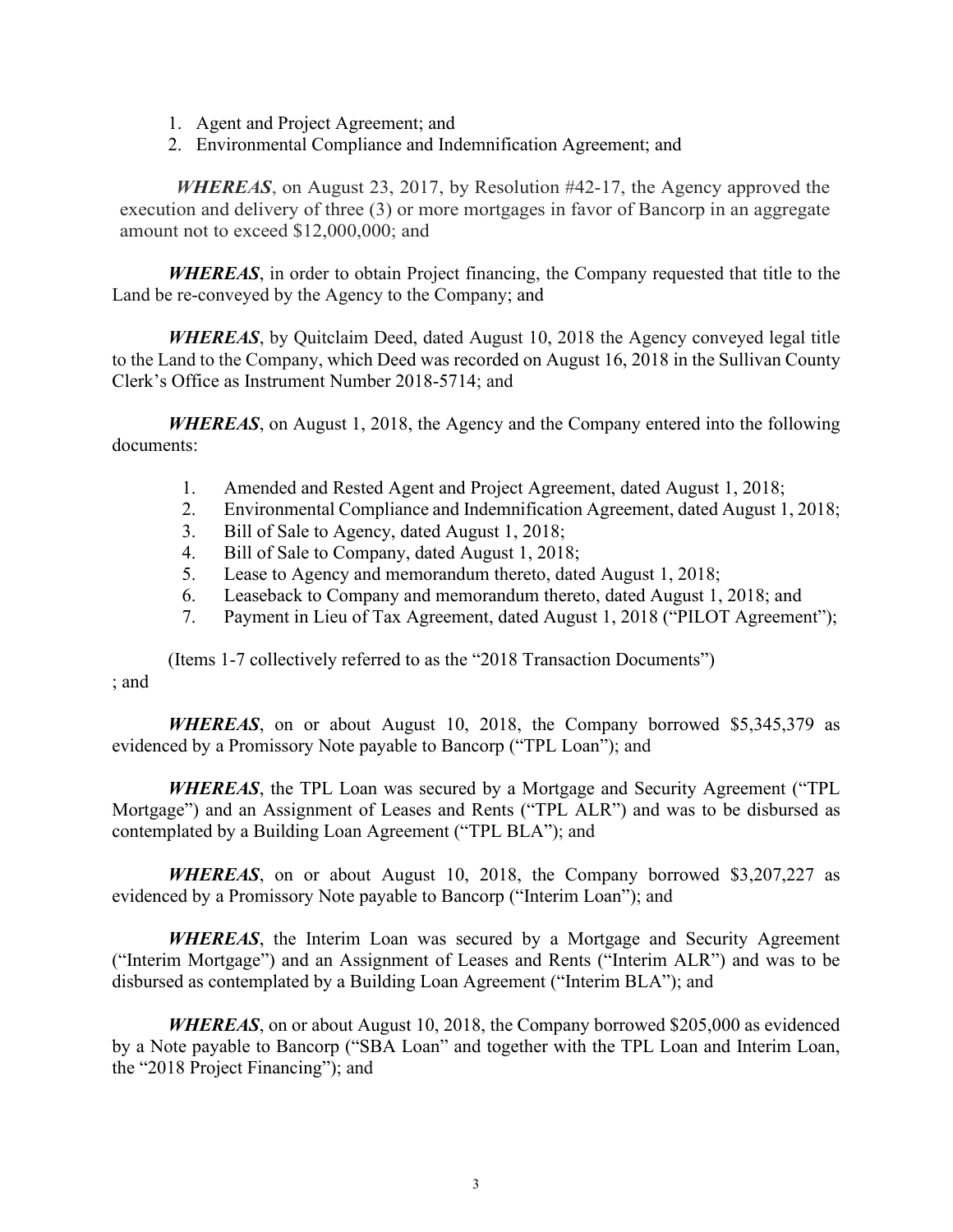1. Agent and Project Agreement; and
2. Environmental Compliance and Indemnification Agreement; and

***WHEREAS***, on August 23, 2017, by Resolution #42-17, the Agency approved the execution and delivery of three (3) or more mortgages in favor of Bancorp in an aggregate amount not to exceed $12,000,000; and

***WHEREAS***, in order to obtain Project financing, the Company requested that title to the Land be re-conveyed by the Agency to the Company; and

***WHEREAS***, by Quitclaim Deed, dated August 10, 2018 the Agency conveyed legal title to the Land to the Company, which Deed was recorded on August 16, 2018 in the Sullivan County Clerk's Office as Instrument Number 2018-5714; and

***WHEREAS***, on August 1, 2018, the Agency and the Company entered into the following documents:

1. Amended and Rested Agent and Project Agreement, dated August 1, 2018;
2. Environmental Compliance and Indemnification Agreement, dated August 1, 2018;
3. Bill of Sale to Agency, dated August 1, 2018;
4. Bill of Sale to Company, dated August 1, 2018;
5. Lease to Agency and memorandum thereto, dated August 1, 2018;
6. Leaseback to Company and memorandum thereto, dated August 1, 2018; and
7. Payment in Lieu of Tax Agreement, dated August 1, 2018 ("PILOT Agreement");

(Items 1-7 collectively referred to as the "2018 Transaction Documents")

; and

***WHEREAS***, on or about August 10, 2018, the Company borrowed $5,345,379 as evidenced by a Promissory Note payable to Bancorp ("TPL Loan"); and

***WHEREAS***, the TPL Loan was secured by a Mortgage and Security Agreement ("TPL Mortgage") and an Assignment of Leases and Rents ("TPL ALR") and was to be disbursed as contemplated by a Building Loan Agreement ("TPL BLA"); and

***WHEREAS***, on or about August 10, 2018, the Company borrowed $3,207,227 as evidenced by a Promissory Note payable to Bancorp ("Interim Loan"); and

***WHEREAS***, the Interim Loan was secured by a Mortgage and Security Agreement ("Interim Mortgage") and an Assignment of Leases and Rents ("Interim ALR") and was to be disbursed as contemplated by a Building Loan Agreement ("Interim BLA"); and

***WHEREAS***, on or about August 10, 2018, the Company borrowed $205,000 as evidenced by a Note payable to Bancorp ("SBA Loan" and together with the TPL Loan and Interim Loan, the "2018 Project Financing"); and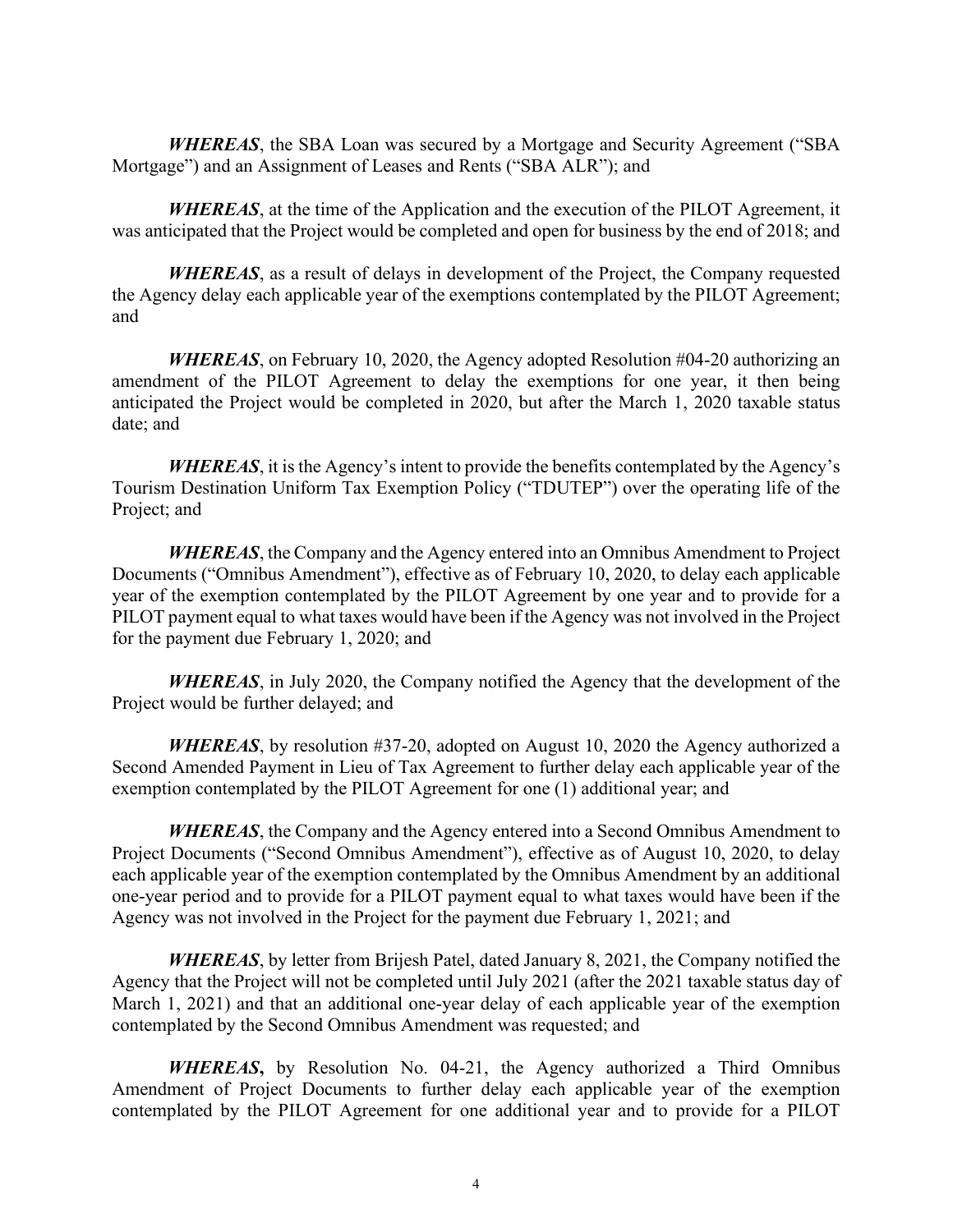***WHEREAS***, the SBA Loan was secured by a Mortgage and Security Agreement ("SBA Mortgage") and an Assignment of Leases and Rents ("SBA ALR"); and

***WHEREAS***, at the time of the Application and the execution of the PILOT Agreement, it was anticipated that the Project would be completed and open for business by the end of 2018; and

***WHEREAS***, as a result of delays in development of the Project, the Company requested the Agency delay each applicable year of the exemptions contemplated by the PILOT Agreement; and

***WHEREAS***, on February 10, 2020, the Agency adopted Resolution #04-20 authorizing an amendment of the PILOT Agreement to delay the exemptions for one year, it then being anticipated the Project would be completed in 2020, but after the March 1, 2020 taxable status date; and

***WHEREAS***, it is the Agency's intent to provide the benefits contemplated by the Agency's Tourism Destination Uniform Tax Exemption Policy ("TDUTEP") over the operating life of the Project; and

***WHEREAS***, the Company and the Agency entered into an Omnibus Amendment to Project Documents ("Omnibus Amendment"), effective as of February 10, 2020, to delay each applicable year of the exemption contemplated by the PILOT Agreement by one year and to provide for a PILOT payment equal to what taxes would have been if the Agency was not involved in the Project for the payment due February 1, 2020; and

***WHEREAS***, in July 2020, the Company notified the Agency that the development of the Project would be further delayed; and

***WHEREAS***, by resolution #37-20, adopted on August 10, 2020 the Agency authorized a Second Amended Payment in Lieu of Tax Agreement to further delay each applicable year of the exemption contemplated by the PILOT Agreement for one (1) additional year; and

***WHEREAS***, the Company and the Agency entered into a Second Omnibus Amendment to Project Documents ("Second Omnibus Amendment"), effective as of August 10, 2020, to delay each applicable year of the exemption contemplated by the Omnibus Amendment by an additional one-year period and to provide for a PILOT payment equal to what taxes would have been if the Agency was not involved in the Project for the payment due February 1, 2021; and

***WHEREAS***, by letter from Brijesh Patel, dated January 8, 2021, the Company notified the Agency that the Project will not be completed until July 2021 (after the 2021 taxable status day of March 1, 2021) and that an additional one-year delay of each applicable year of the exemption contemplated by the Second Omnibus Amendment was requested; and

***WHEREAS***, by Resolution No. 04-21, the Agency authorized a Third Omnibus Amendment of Project Documents to further delay each applicable year of the exemption contemplated by the PILOT Agreement for one additional year and to provide for a PILOT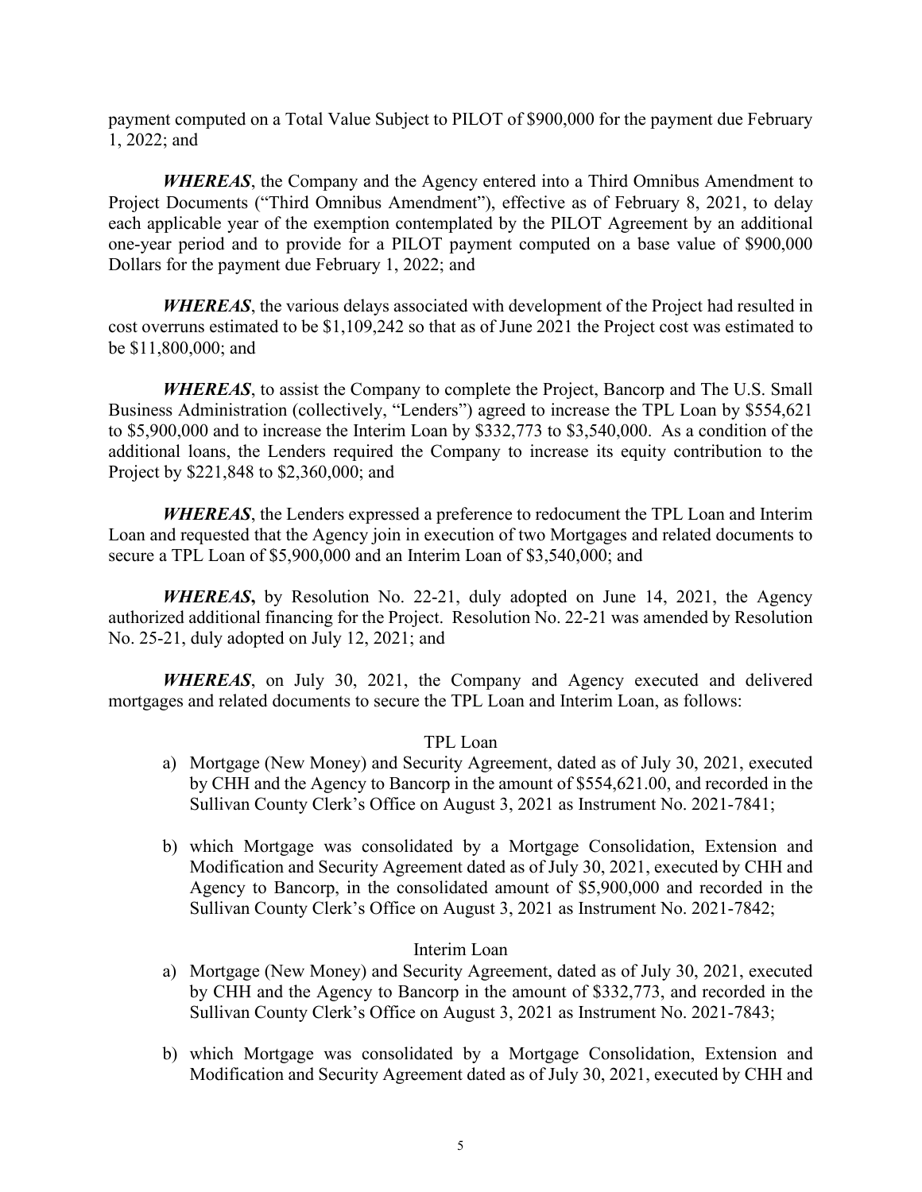payment computed on a Total Value Subject to PILOT of $900,000 for the payment due February 1, 2022; and

***WHEREAS***, the Company and the Agency entered into a Third Omnibus Amendment to Project Documents ("Third Omnibus Amendment"), effective as of February 8, 2021, to delay each applicable year of the exemption contemplated by the PILOT Agreement by an additional one-year period and to provide for a PILOT payment computed on a base value of $900,000 Dollars for the payment due February 1, 2022; and

***WHEREAS***, the various delays associated with development of the Project had resulted in cost overruns estimated to be $1,109,242 so that as of June 2021 the Project cost was estimated to be $11,800,000; and

***WHEREAS***, to assist the Company to complete the Project, Bancorp and The U.S. Small Business Administration (collectively, "Lenders") agreed to increase the TPL Loan by $554,621 to $5,900,000 and to increase the Interim Loan by $332,773 to $3,540,000. As a condition of the additional loans, the Lenders required the Company to increase its equity contribution to the Project by $221,848 to $2,360,000; and

***WHEREAS***, the Lenders expressed a preference to redocument the TPL Loan and Interim Loan and requested that the Agency join in execution of two Mortgages and related documents to secure a TPL Loan of $5,900,000 and an Interim Loan of $3,540,000; and

***WHEREAS*****,** by Resolution No. 22-21, duly adopted on June 14, 2021, the Agency authorized additional financing for the Project. Resolution No. 22-21 was amended by Resolution No. 25-21, duly adopted on July 12, 2021; and

***WHEREAS***, on July 30, 2021, the Company and Agency executed and delivered mortgages and related documents to secure the TPL Loan and Interim Loan, as follows:

TPL Loan

a) Mortgage (New Money) and Security Agreement, dated as of July 30, 2021, executed by CHH and the Agency to Bancorp in the amount of $554,621.00, and recorded in the Sullivan County Clerk's Office on August 3, 2021 as Instrument No. 2021-7841;

b) which Mortgage was consolidated by a Mortgage Consolidation, Extension and Modification and Security Agreement dated as of July 30, 2021, executed by CHH and Agency to Bancorp, in the consolidated amount of $5,900,000 and recorded in the Sullivan County Clerk's Office on August 3, 2021 as Instrument No. 2021-7842;

Interim Loan

a) Mortgage (New Money) and Security Agreement, dated as of July 30, 2021, executed by CHH and the Agency to Bancorp in the amount of $332,773, and recorded in the Sullivan County Clerk's Office on August 3, 2021 as Instrument No. 2021-7843;

b) which Mortgage was consolidated by a Mortgage Consolidation, Extension and Modification and Security Agreement dated as of July 30, 2021, executed by CHH and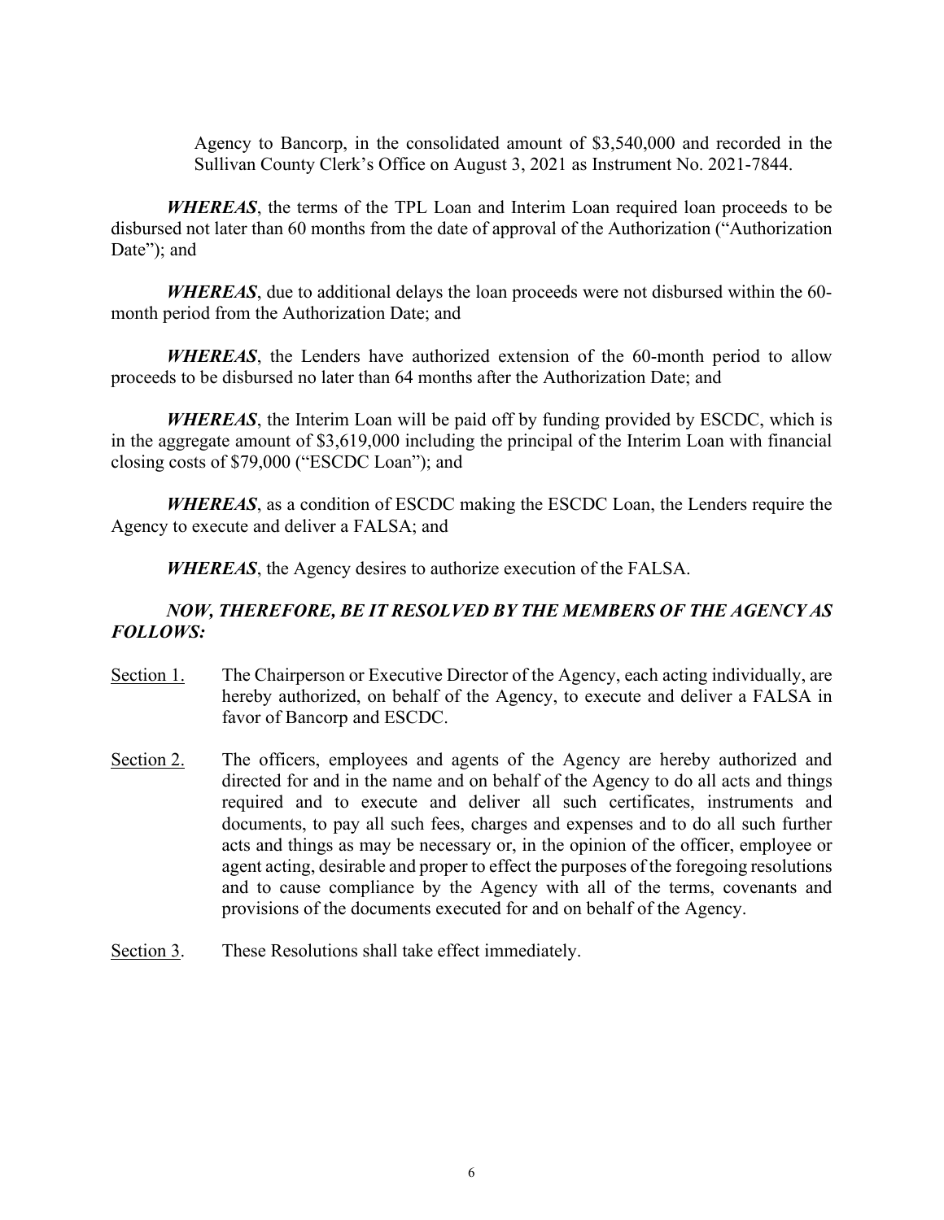Agency to Bancorp, in the consolidated amount of $3,540,000 and recorded in the Sullivan County Clerk's Office on August 3, 2021 as Instrument No. 2021-7844.

***WHEREAS***, the terms of the TPL Loan and Interim Loan required loan proceeds to be disbursed not later than 60 months from the date of approval of the Authorization ("Authorization Date"); and

***WHEREAS***, due to additional delays the loan proceeds were not disbursed within the 60-month period from the Authorization Date; and

***WHEREAS***, the Lenders have authorized extension of the 60-month period to allow proceeds to be disbursed no later than 64 months after the Authorization Date; and

***WHEREAS***, the Interim Loan will be paid off by funding provided by ESCDC, which is in the aggregate amount of $3,619,000 including the principal of the Interim Loan with financial closing costs of $79,000 ("ESCDC Loan"); and

***WHEREAS***, as a condition of ESCDC making the ESCDC Loan, the Lenders require the Agency to execute and deliver a FALSA; and

***WHEREAS***, the Agency desires to authorize execution of the FALSA.

***NOW, THEREFORE, BE IT RESOLVED BY THE MEMBERS OF THE AGENCY AS FOLLOWS:***

Section 1. The Chairperson or Executive Director of the Agency, each acting individually, are hereby authorized, on behalf of the Agency, to execute and deliver a FALSA in favor of Bancorp and ESCDC.

Section 2. The officers, employees and agents of the Agency are hereby authorized and directed for and in the name and on behalf of the Agency to do all acts and things required and to execute and deliver all such certificates, instruments and documents, to pay all such fees, charges and expenses and to do all such further acts and things as may be necessary or, in the opinion of the officer, employee or agent acting, desirable and proper to effect the purposes of the foregoing resolutions and to cause compliance by the Agency with all of the terms, covenants and provisions of the documents executed for and on behalf of the Agency.

Section 3. These Resolutions shall take effect immediately.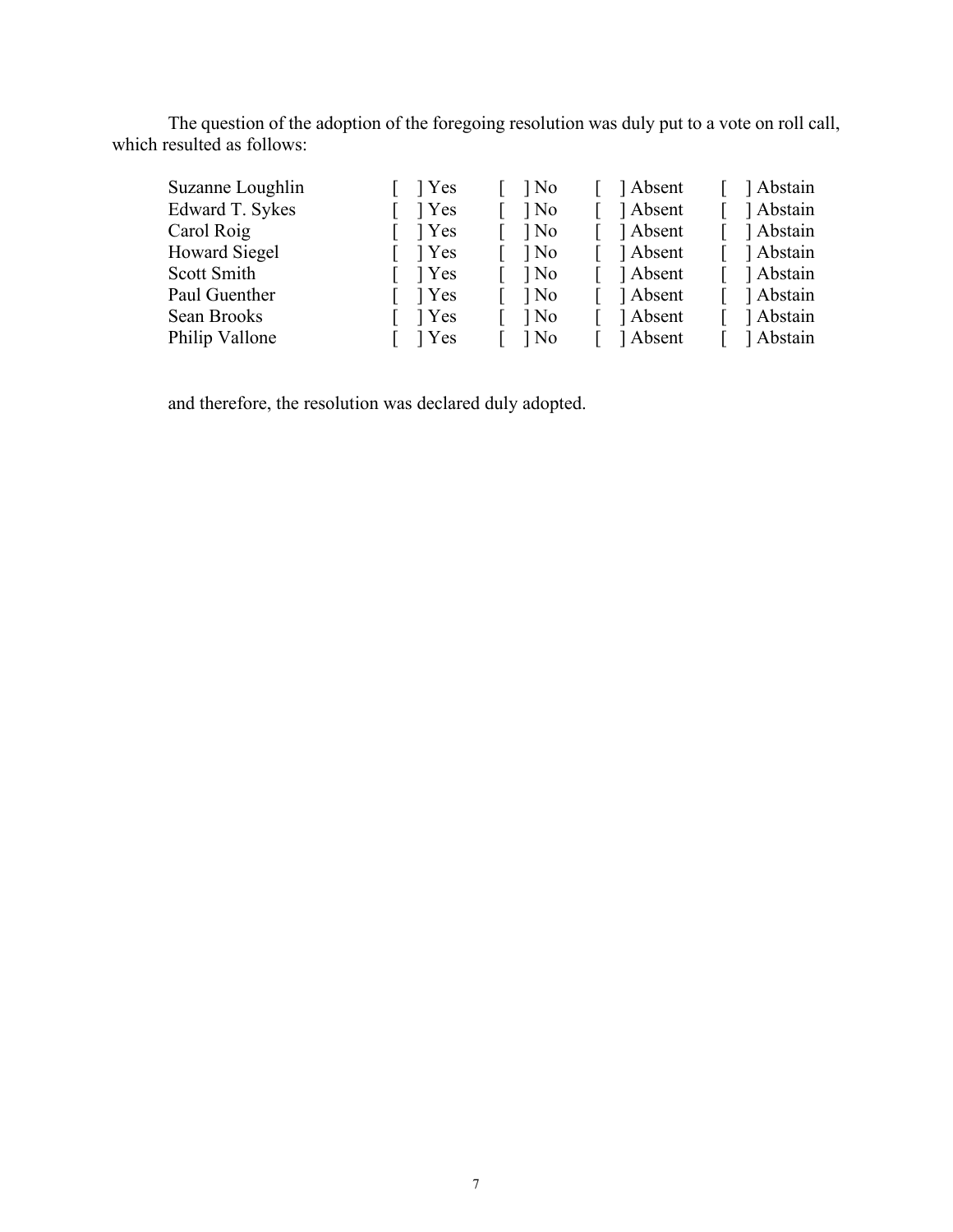The question of the adoption of the foregoing resolution was duly put to a vote on roll call, which resulted as follows:

| | | | | |
|---|---|---|---|---|
| Suzanne Loughlin | [ ] Yes | [ ] No | [ ] Absent | [ ] Abstain |
| Edward T. Sykes | [ ] Yes | [ ] No | [ ] Absent | [ ] Abstain |
| Carol Roig | [ ] Yes | [ ] No | [ ] Absent | [ ] Abstain |
| Howard Siegel | [ ] Yes | [ ] No | [ ] Absent | [ ] Abstain |
| Scott Smith | [ ] Yes | [ ] No | [ ] Absent | [ ] Abstain |
| Paul Guenther | [ ] Yes | [ ] No | [ ] Absent | [ ] Abstain |
| Sean Brooks | [ ] Yes | [ ] No | [ ] Absent | [ ] Abstain |
| Philip Vallone | [ ] Yes | [ ] No | [ ] Absent | [ ] Abstain |

and therefore, the resolution was declared duly adopted.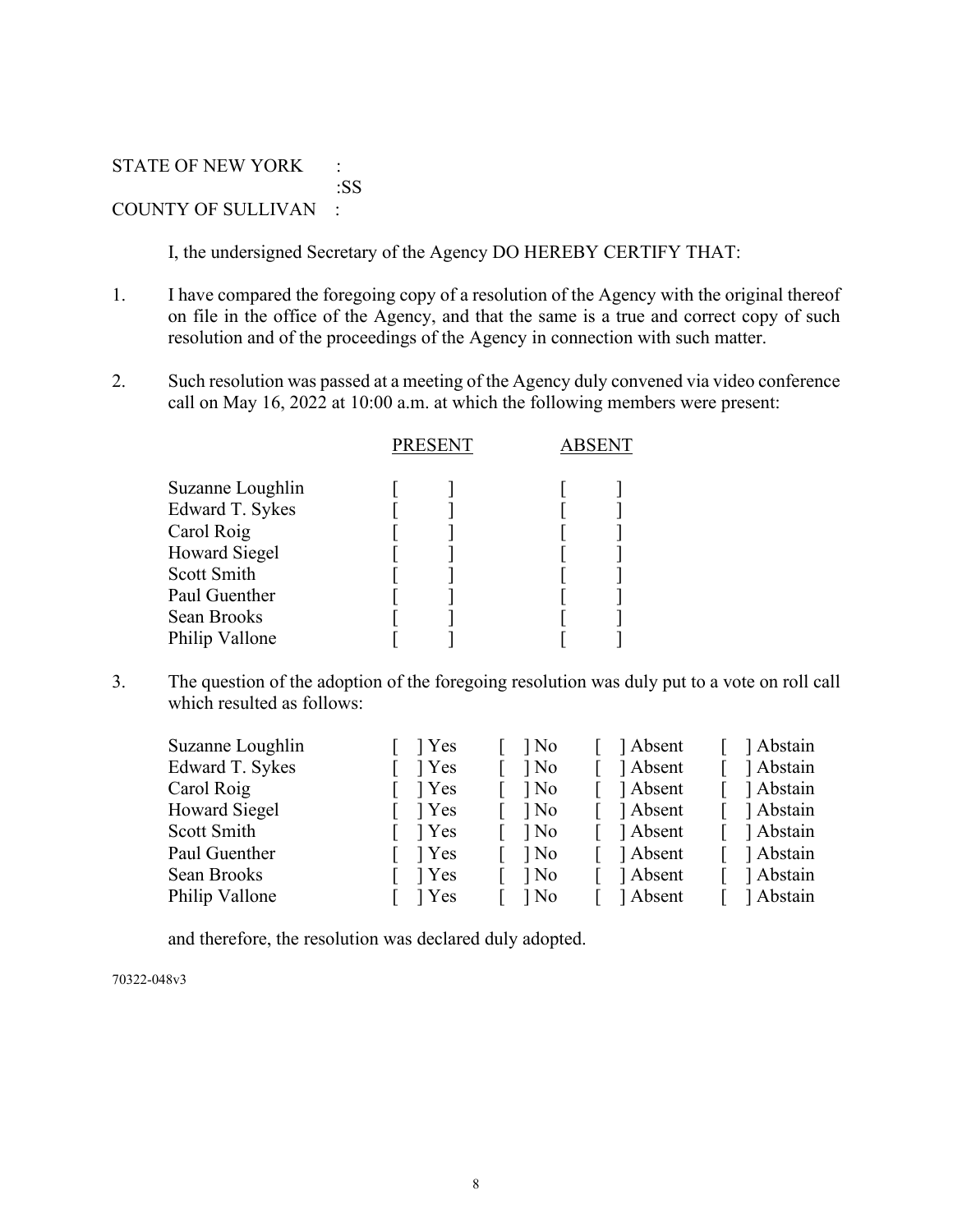STATE OF NEW YORK :
:SS
COUNTY OF SULLIVAN :

I, the undersigned Secretary of the Agency DO HEREBY CERTIFY THAT:

1. I have compared the foregoing copy of a resolution of the Agency with the original thereof on file in the office of the Agency, and that the same is a true and correct copy of such resolution and of the proceedings of the Agency in connection with such matter.

2. Such resolution was passed at a meeting of the Agency duly convened via video conference call on May 16, 2022 at 10:00 a.m. at which the following members were present:

| | PRESENT | ABSENT |
|---|---|---|
| Suzanne Loughlin | [ ] | [ ] |
| Edward T. Sykes | [ ] | [ ] |
| Carol Roig | [ ] | [ ] |
| Howard Siegel | [ ] | [ ] |
| Scott Smith | [ ] | [ ] |
| Paul Guenther | [ ] | [ ] |
| Sean Brooks | [ ] | [ ] |
| Philip Vallone | [ ] | [ ] |

3. The question of the adoption of the foregoing resolution was duly put to a vote on roll call which resulted as follows:

| | | | | |
|---|---|---|---|---|
| Suzanne Loughlin | [ ] Yes | [ ] No | [ ] Absent | [ ] Abstain |
| Edward T. Sykes | [ ] Yes | [ ] No | [ ] Absent | [ ] Abstain |
| Carol Roig | [ ] Yes | [ ] No | [ ] Absent | [ ] Abstain |
| Howard Siegel | [ ] Yes | [ ] No | [ ] Absent | [ ] Abstain |
| Scott Smith | [ ] Yes | [ ] No | [ ] Absent | [ ] Abstain |
| Paul Guenther | [ ] Yes | [ ] No | [ ] Absent | [ ] Abstain |
| Sean Brooks | [ ] Yes | [ ] No | [ ] Absent | [ ] Abstain |
| Philip Vallone | [ ] Yes | [ ] No | [ ] Absent | [ ] Abstain |

and therefore, the resolution was declared duly adopted.

70322-048v3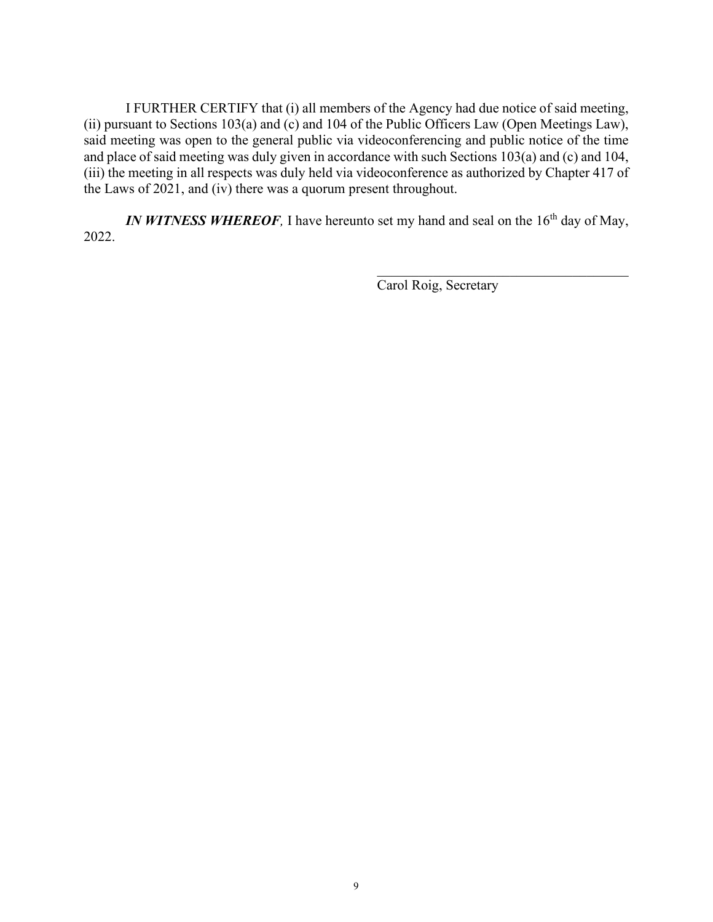I FURTHER CERTIFY that (i) all members of the Agency had due notice of said meeting, (ii) pursuant to Sections 103(a) and (c) and 104 of the Public Officers Law (Open Meetings Law), said meeting was open to the general public via videoconferencing and public notice of the time and place of said meeting was duly given in accordance with such Sections 103(a) and (c) and 104, (iii) the meeting in all respects was duly held via videoconference as authorized by Chapter 417 of the Laws of 2021, and (iv) there was a quorum present throughout.

***IN WITNESS WHEREOF,*** I have hereunto set my hand and seal on the 16th day of May, 2022.

\_\_\_\_\_\_\_\_\_\_\_\_\_\_\_\_\_\_\_\_\_\_\_\_\_\_\_\_\_\_\_\_\_\_\_\_\_\_

Carol Roig, Secretary